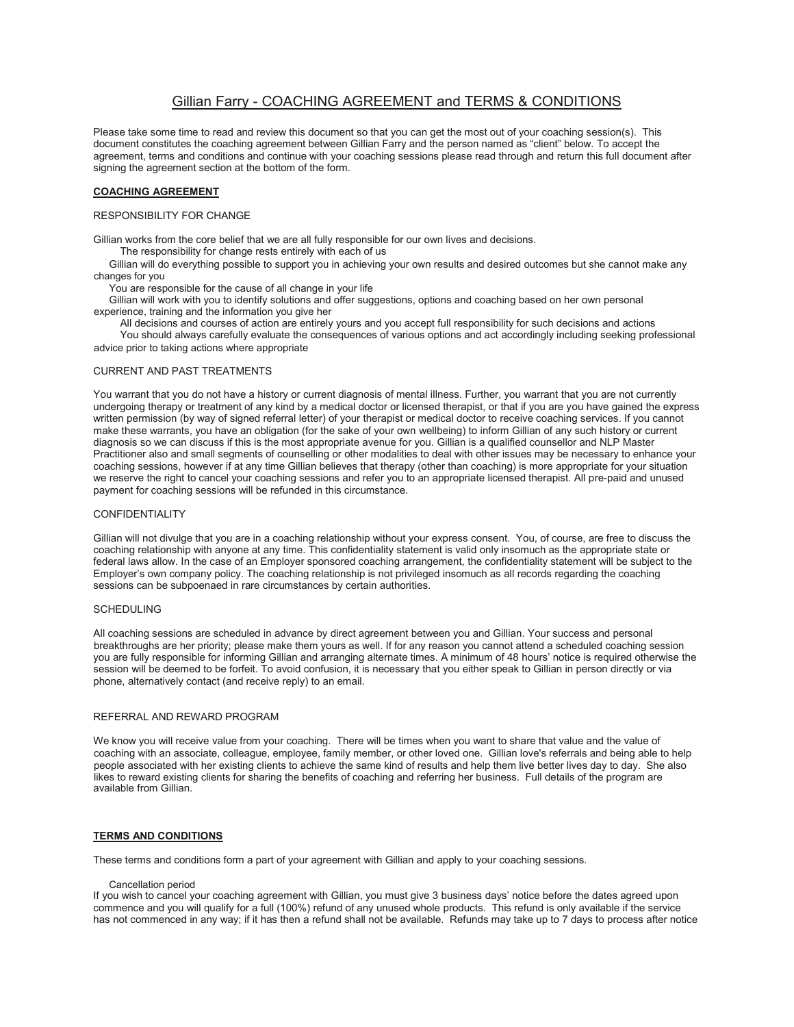# Gillian Farry - COACHING AGREEMENT and TERMS & CONDITIONS

Please take some time to read and review this document so that you can get the most out of your coaching session(s). This document constitutes the coaching agreement between Gillian Farry and the person named as "client" below. To accept the agreement, terms and conditions and continue with your coaching sessions please read through and return this full document after signing the agreement section at the bottom of the form.

## COACHING AGREEMENT

### RESPONSIBILITY FOR CHANGE

Gillian works from the core belief that we are all fully responsible for our own lives and decisions.

- The responsibility for change rests entirely with each of us
- Gillian will do everything possible to support you in achieving your own results and desired outcomes but she cannot make any changes for you
- You are responsible for the cause of all change in your life
- Gillian will work with you to identify solutions and offer suggestions, options and coaching based on her own personal experience, training and the information you give her
- All decisions and courses of action are entirely yours and you accept full responsibility for such decisions and actions
- You should always carefully evaluate the consequences of various options and act accordingly including seeking professional advice prior to taking actions where appropriate

### CURRENT AND PAST TREATMENTS

You warrant that you do not have a history or current diagnosis of mental illness. Further, you warrant that you are not currently undergoing therapy or treatment of any kind by a medical doctor or licensed therapist, or that if you are you have gained the express written permission (by way of signed referral letter) of your therapist or medical doctor to receive coaching services. If you cannot make these warrants, you have an obligation (for the sake of your own wellbeing) to inform Gillian of any such history or current diagnosis so we can discuss if this is the most appropriate avenue for you. Gillian is a qualified counsellor and NLP Master Practitioner also and small segments of counselling or other modalities to deal with other issues may be necessary to enhance your coaching sessions, however if at any time Gillian believes that therapy (other than coaching) is more appropriate for your situation we reserve the right to cancel your coaching sessions and refer you to an appropriate licensed therapist. All pre-paid and unused payment for coaching sessions will be refunded in this circumstance.

### CONFIDENTIALITY

Gillian will not divulge that you are in a coaching relationship without your express consent. You, of course, are free to discuss the coaching relationship with anyone at any time. This confidentiality statement is valid only insomuch as the appropriate state or federal laws allow. In the case of an Employer sponsored coaching arrangement, the confidentiality statement will be subject to the Employer's own company policy. The coaching relationship is not privileged insomuch as all records regarding the coaching sessions can be subpoenaed in rare circumstances by certain authorities.

### SCHEDULING

All coaching sessions are scheduled in advance by direct agreement between you and Gillian. Your success and personal breakthroughs are her priority; please make them yours as well. If for any reason you cannot attend a scheduled coaching session you are fully responsible for informing Gillian and arranging alternate times. A minimum of 48 hours' notice is required otherwise the session will be deemed to be forfeit. To avoid confusion, it is necessary that you either speak to Gillian in person directly or via phone, alternatively contact (and receive reply) to an email.

### REFERRAL AND REWARD PROGRAM

We know you will receive value from your coaching. There will be times when you want to share that value and the value of coaching with an associate, colleague, employee, family member, or other loved one. Gillian love's referrals and being able to help people associated with her existing clients to achieve the same kind of results and help them live better lives day to day. She also likes to reward existing clients for sharing the benefits of coaching and referring her business. Full details of the program are available from Gillian.

## TERMS AND CONDITIONS

These terms and conditions form a part of your agreement with Gillian and apply to your coaching sessions.

- Cancellation period

If you wish to cancel your coaching agreement with Gillian, you must give 3 business days' notice before the dates agreed upon commence and you will qualify for a full (100%) refund of any unused whole products. This refund is only available if the service has not commenced in any way; if it has then a refund shall not be available. Refunds may take up to 7 days to process after notice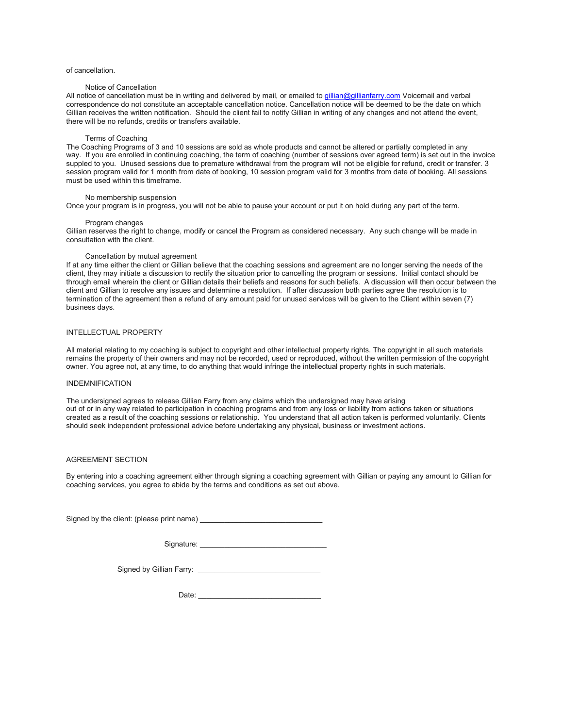of cancellation.

Notice of Cancellation

All notice of cancellation must be in writing and delivered by mail, or emailed to gillian@gillianfarry.com Voicemail and verbal correspondence do not constitute an acceptable cancellation notice. Cancellation notice will be deemed to be the date on which Gillian receives the written notification. Should the client fail to notify Gillian in writing of any changes and not attend the event, there will be no refunds, credits or transfers available.

Terms of Coaching

The Coaching Programs of 3 and 10 sessions are sold as whole products and cannot be altered or partially completed in any way. If you are enrolled in continuing coaching, the term of coaching (number of sessions over agreed term) is set out in the invoice suppled to you. Unused sessions due to premature withdrawal from the program will not be eligible for refund, credit or transfer. 3 session program valid for 1 month from date of booking, 10 session program valid for 3 months from date of booking. All sessions must be used within this timeframe.

No membership suspension

Once your program is in progress, you will not be able to pause your account or put it on hold during any part of the term.

Program changes

Gillian reserves the right to change, modify or cancel the Program as considered necessary. Any such change will be made in consultation with the client.

Cancellation by mutual agreement

If at any time either the client or Gillian believe that the coaching sessions and agreement are no longer serving the needs of the client, they may initiate a discussion to rectify the situation prior to cancelling the program or sessions. Initial contact should be through email wherein the client or Gillian details their beliefs and reasons for such beliefs. A discussion will then occur between the client and Gillian to resolve any issues and determine a resolution. If after discussion both parties agree the resolution is to termination of the agreement then a refund of any amount paid for unused services will be given to the Client within seven (7) business days.

## INTELLECTUAL PROPERTY

All material relating to my coaching is subject to copyright and other intellectual property rights. The copyright in all such materials remains the property of their owners and may not be recorded, used or reproduced, without the written permission of the copyright owner. You agree not, at any time, to do anything that would infringe the intellectual property rights in such materials.

## INDEMNIFICATION

The undersigned agrees to release Gillian Farry from any claims which the undersigned may have arising out of or in any way related to participation in coaching programs and from any loss or liability from actions taken or situations created as a result of the coaching sessions or relationship. You understand that all action taken is performed voluntarily. Clients should seek independent professional advice before undertaking any physical, business or investment actions.

## AGREEMENT SECTION

By entering into a coaching agreement either through signing a coaching agreement with Gillian or paying any amount to Gillian for coaching services, you agree to abide by the terms and conditions as set out above.

Signed by the client: (please print name) ______________________________

Signature: ______________________________

Signed by Gillian Farry: ______________________________

Date: ______________________________